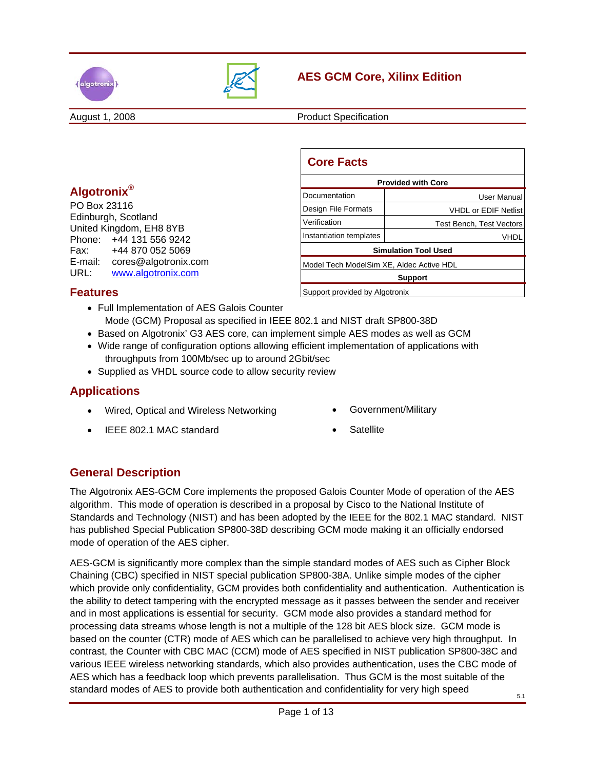# AES GCM Core, Xilinx Edition

August 1, 2008 | Product Specification

## Core Facts

| Provided with Core | |
|---|---|
| Documentation | User Manual |
| Design File Formats | VHDL or EDIF Netlist |
| Verification | Test Bench, Test Vectors |
| Instantiation templates | VHDL |
| **Simulation Tool Used** | |
| Model Tech ModelSim XE, Aldec Active HDL | |
| **Support** | |
| Support provided by Algotronix | |

## Algotronix®

PO Box 23116
Edinburgh, Scotland
United Kingdom, EH8 8YB
Phone: +44 131 556 9242
Fax: +44 870 052 5069
E-mail: cores@algotronix.com
URL: www.algotronix.com

## Features

- Full Implementation of AES Galois Counter Mode (GCM) Proposal as specified in IEEE 802.1 and NIST draft SP800-38D
- Based on Algotronix' G3 AES core, can implement simple AES modes as well as GCM
- Wide range of configuration options allowing efficient implementation of applications with throughputs from 100Mb/sec up to around 2Gbit/sec
- Supplied as VHDL source code to allow security review

## Applications

- Wired, Optical and Wireless Networking
- IEEE 802.1 MAC standard
- Government/Military
- Satellite

## General Description

The Algotronix AES-GCM Core implements the proposed Galois Counter Mode of operation of the AES algorithm. This mode of operation is described in a proposal by Cisco to the National Institute of Standards and Technology (NIST) and has been adopted by the IEEE for the 802.1 MAC standard. NIST has published Special Publication SP800-38D describing GCM mode making it an officially endorsed mode of operation of the AES cipher.

AES-GCM is significantly more complex than the simple standard modes of AES such as Cipher Block Chaining (CBC) specified in NIST special publication SP800-38A. Unlike simple modes of the cipher which provide only confidentiality, GCM provides both confidentiality and authentication. Authentication is the ability to detect tampering with the encrypted message as it passes between the sender and receiver and in most applications is essential for security. GCM mode also provides a standard method for processing data streams whose length is not a multiple of the 128 bit AES block size. GCM mode is based on the counter (CTR) mode of AES which can be parallelised to achieve very high throughput. In contrast, the Counter with CBC MAC (CCM) mode of AES specified in NIST publication SP800-38C and various IEEE wireless networking standards, which also provides authentication, uses the CBC mode of AES which has a feedback loop which prevents parallelisation. Thus GCM is the most suitable of the standard modes of AES to provide both authentication and confidentiality for very high speed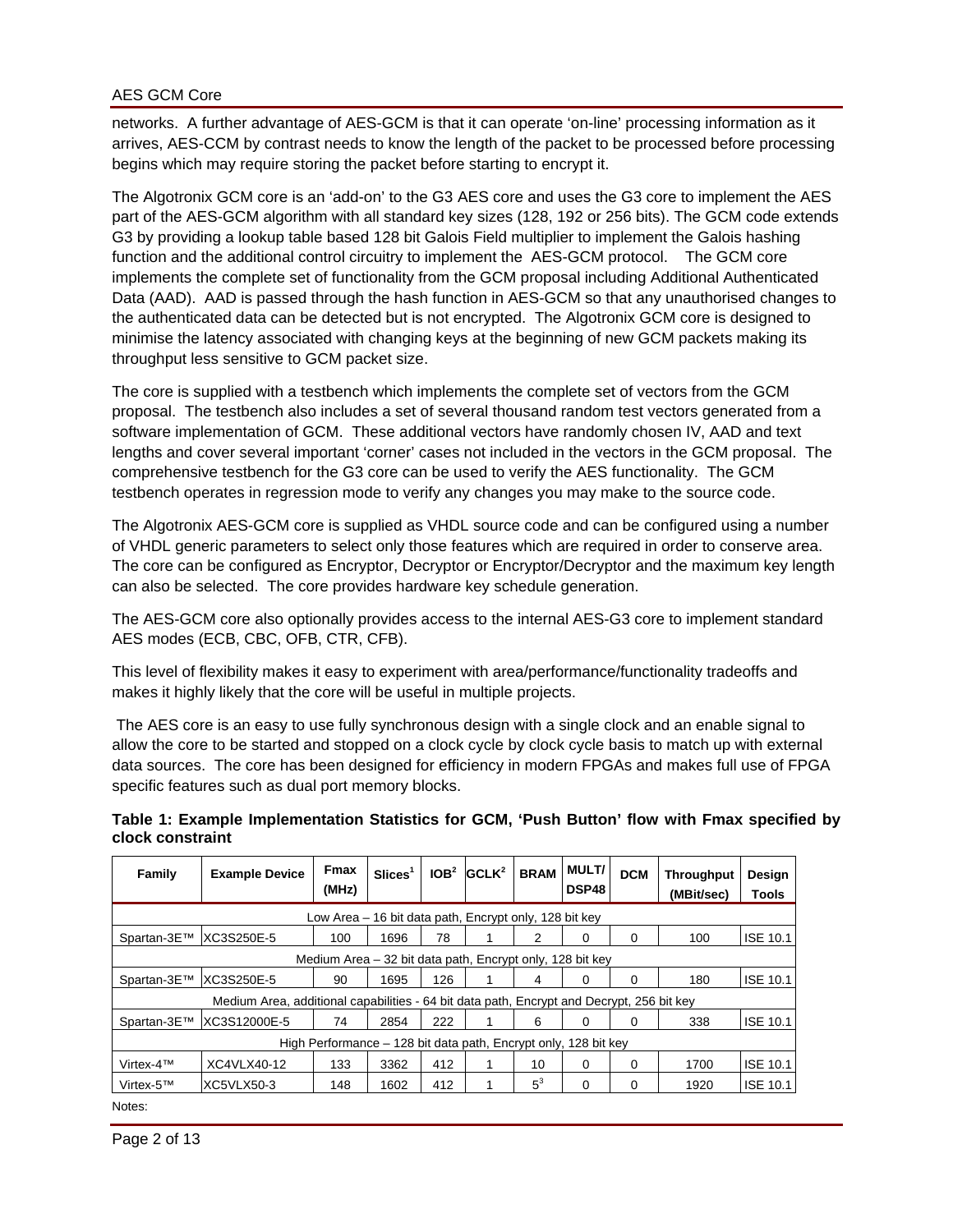networks. A further advantage of AES-GCM is that it can operate 'on-line' processing information as it arrives, AES-CCM by contrast needs to know the length of the packet to be processed before processing begins which may require storing the packet before starting to encrypt it.

The Algotronix GCM core is an 'add-on' to the G3 AES core and uses the G3 core to implement the AES part of the AES-GCM algorithm with all standard key sizes (128, 192 or 256 bits). The GCM code extends G3 by providing a lookup table based 128 bit Galois Field multiplier to implement the Galois hashing function and the additional control circuitry to implement the AES-GCM protocol. The GCM core implements the complete set of functionality from the GCM proposal including Additional Authenticated Data (AAD). AAD is passed through the hash function in AES-GCM so that any unauthorised changes to the authenticated data can be detected but is not encrypted. The Algotronix GCM core is designed to minimise the latency associated with changing keys at the beginning of new GCM packets making its throughput less sensitive to GCM packet size.

The core is supplied with a testbench which implements the complete set of vectors from the GCM proposal. The testbench also includes a set of several thousand random test vectors generated from a software implementation of GCM. These additional vectors have randomly chosen IV, AAD and text lengths and cover several important 'corner' cases not included in the vectors in the GCM proposal. The comprehensive testbench for the G3 core can be used to verify the AES functionality. The GCM testbench operates in regression mode to verify any changes you may make to the source code.

The Algotronix AES-GCM core is supplied as VHDL source code and can be configured using a number of VHDL generic parameters to select only those features which are required in order to conserve area. The core can be configured as Encryptor, Decryptor or Encryptor/Decryptor and the maximum key length can also be selected. The core provides hardware key schedule generation.

The AES-GCM core also optionally provides access to the internal AES-G3 core to implement standard AES modes (ECB, CBC, OFB, CTR, CFB).

This level of flexibility makes it easy to experiment with area/performance/functionality tradeoffs and makes it highly likely that the core will be useful in multiple projects.

The AES core is an easy to use fully synchronous design with a single clock and an enable signal to allow the core to be started and stopped on a clock cycle by clock cycle basis to match up with external data sources. The core has been designed for efficiency in modern FPGAs and makes full use of FPGA specific features such as dual port memory blocks.

**Table 1: Example Implementation Statistics for GCM, 'Push Button' flow with Fmax specified by clock constraint**

| Family | Example Device | Fmax (MHz) | Slices[1] | IOB[2] | GCLK[2] | BRAM | MULT/ DSP48 | DCM | Throughput (MBit/sec) | Design Tools |
|---|---|---|---|---|---|---|---|---|---|---|
| Low Area – 16 bit data path, Encrypt only, 128 bit key | | | | | | | | | | |
| Spartan-3E™ | XC3S250E-5 | 100 | 1696 | 78 | 1 | 2 | 0 | 0 | 100 | ISE 10.1 |
| Medium Area – 32 bit data path, Encrypt only, 128 bit key | | | | | | | | | | |
| Spartan-3E™ | XC3S250E-5 | 90 | 1695 | 126 | 1 | 4 | 0 | 0 | 180 | ISE 10.1 |
| Medium Area, additional capabilities - 64 bit data path, Encrypt and Decrypt, 256 bit key | | | | | | | | | | |
| Spartan-3E™ | XC3S12000E-5 | 74 | 2854 | 222 | 1 | 6 | 0 | 0 | 338 | ISE 10.1 |
| High Performance – 128 bit data path, Encrypt only, 128 bit key | | | | | | | | | | |
| Virtex-4™ | XC4VLX40-12 | 133 | 3362 | 412 | 1 | 10 | 0 | 0 | 1700 | ISE 10.1 |
| Virtex-5™ | XC5VLX50-3 | 148 | 1602 | 412 | 1 | 5[3] | 0 | 0 | 1920 | ISE 10.1 |

Notes: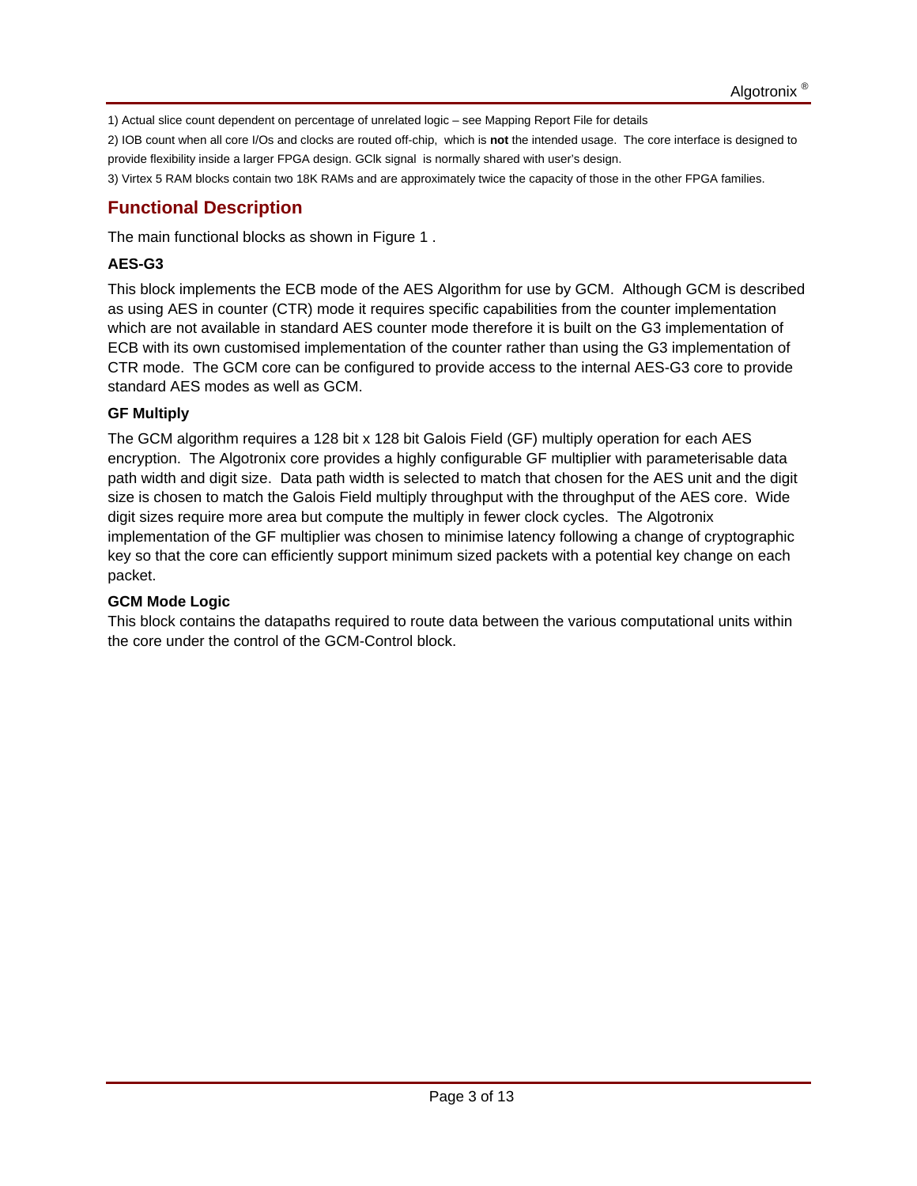1) Actual slice count dependent on percentage of unrelated logic – see Mapping Report File for details

2) IOB count when all core I/Os and clocks are routed off-chip, which is **not** the intended usage. The core interface is designed to provide flexibility inside a larger FPGA design. GClk signal is normally shared with user's design.

3) Virtex 5 RAM blocks contain two 18K RAMs and are approximately twice the capacity of those in the other FPGA families.

## Functional Description

The main functional blocks as shown in Figure 1 .

### AES-G3

This block implements the ECB mode of the AES Algorithm for use by GCM. Although GCM is described as using AES in counter (CTR) mode it requires specific capabilities from the counter implementation which are not available in standard AES counter mode therefore it is built on the G3 implementation of ECB with its own customised implementation of the counter rather than using the G3 implementation of CTR mode. The GCM core can be configured to provide access to the internal AES-G3 core to provide standard AES modes as well as GCM.

### GF Multiply

The GCM algorithm requires a 128 bit x 128 bit Galois Field (GF) multiply operation for each AES encryption. The Algotronix core provides a highly configurable GF multiplier with parameterisable data path width and digit size. Data path width is selected to match that chosen for the AES unit and the digit size is chosen to match the Galois Field multiply throughput with the throughput of the AES core. Wide digit sizes require more area but compute the multiply in fewer clock cycles. The Algotronix implementation of the GF multiplier was chosen to minimise latency following a change of cryptographic key so that the core can efficiently support minimum sized packets with a potential key change on each packet.

### GCM Mode Logic

This block contains the datapaths required to route data between the various computational units within the core under the control of the GCM-Control block.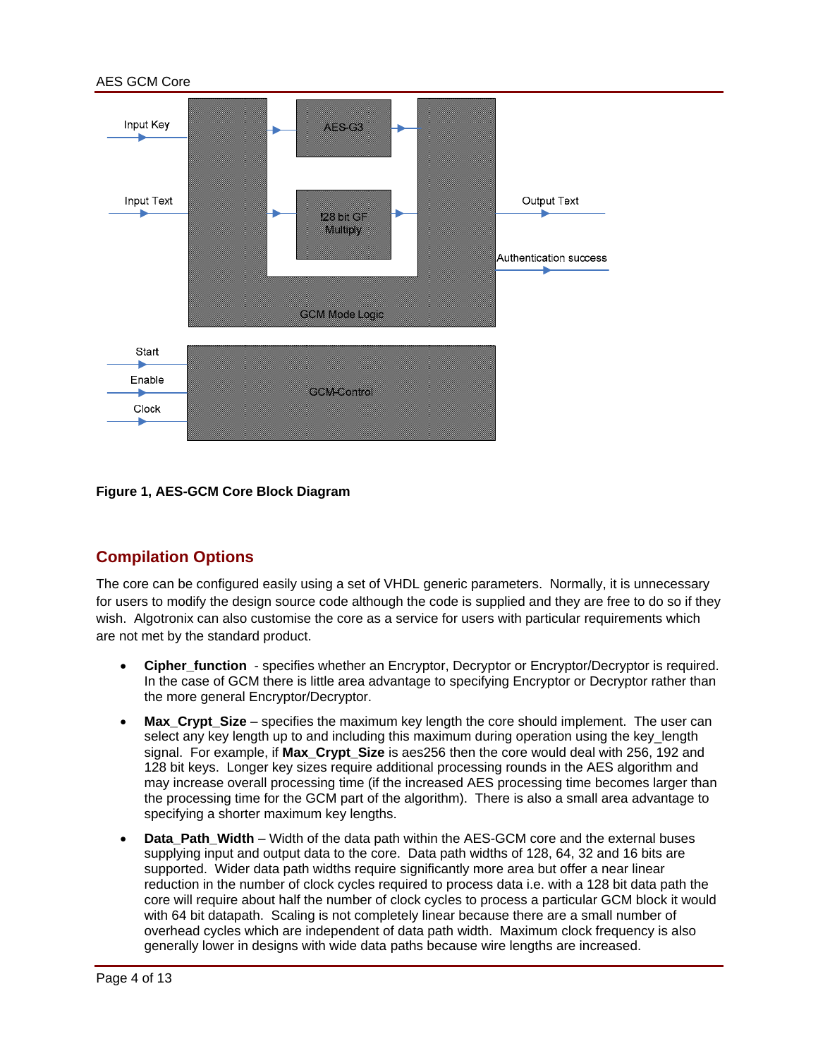**Figure 1, AES-GCM Core Block Diagram**

## Compilation Options

The core can be configured easily using a set of VHDL generic parameters. Normally, it is unnecessary for users to modify the design source code although the code is supplied and they are free to do so if they wish. Algotronix can also customise the core as a service for users with particular requirements which are not met by the standard product.

- **Cipher_function** - specifies whether an Encryptor, Decryptor or Encryptor/Decryptor is required. In the case of GCM there is little area advantage to specifying Encryptor or Decryptor rather than the more general Encryptor/Decryptor.
- **Max_Crypt_Size** – specifies the maximum key length the core should implement. The user can select any key length up to and including this maximum during operation using the key_length signal. For example, if **Max_Crypt_Size** is aes256 then the core would deal with 256, 192 and 128 bit keys. Longer key sizes require additional processing rounds in the AES algorithm and may increase overall processing time (if the increased AES processing time becomes larger than the processing time for the GCM part of the algorithm). There is also a small area advantage to specifying a shorter maximum key lengths.
- **Data_Path_Width** – Width of the data path within the AES-GCM core and the external buses supplying input and output data to the core. Data path widths of 128, 64, 32 and 16 bits are supported. Wider data path widths require significantly more area but offer a near linear reduction in the number of clock cycles required to process data i.e. with a 128 bit data path the core will require about half the number of clock cycles to process a particular GCM block it would with 64 bit datapath. Scaling is not completely linear because there are a small number of overhead cycles which are independent of data path width. Maximum clock frequency is also generally lower in designs with wide data paths because wire lengths are increased.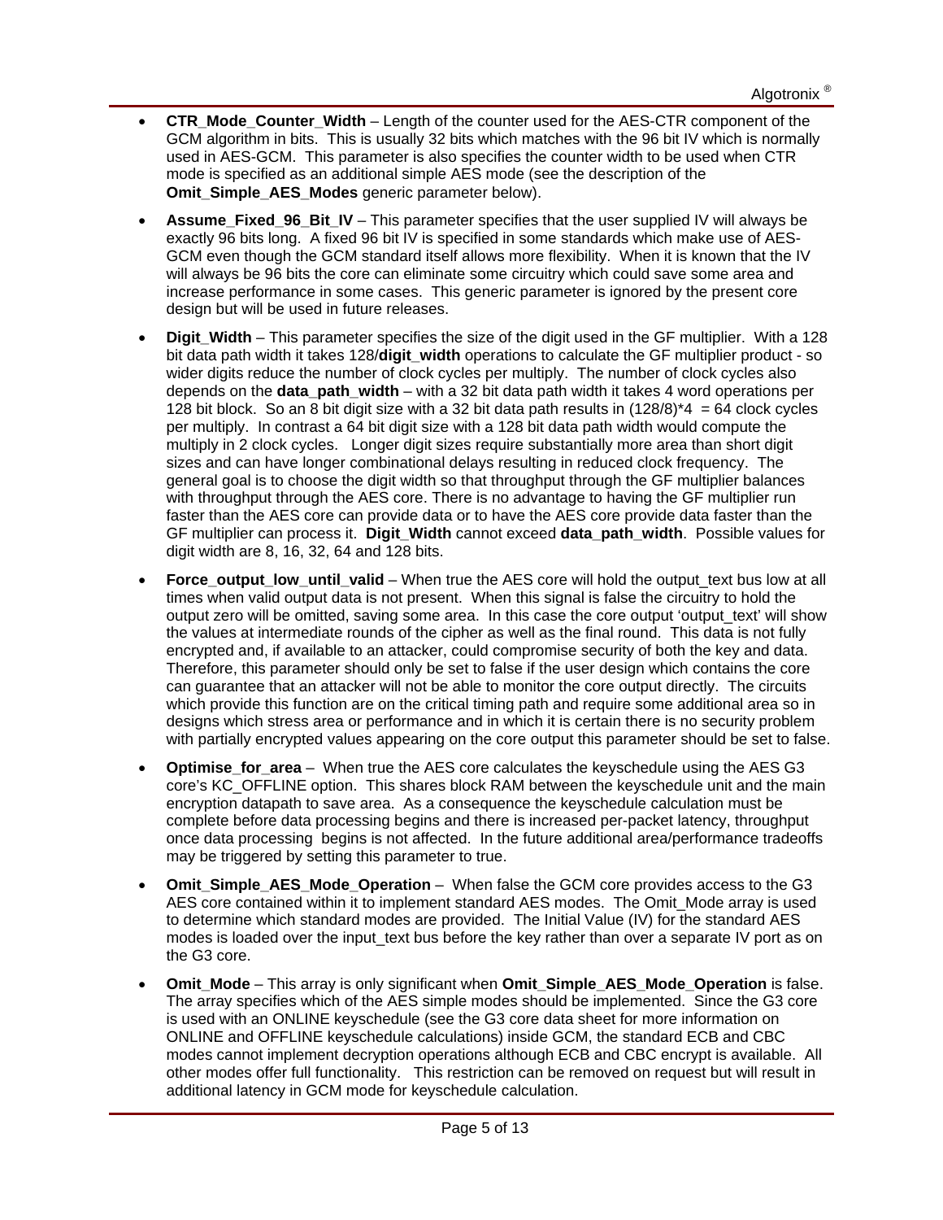- **CTR_Mode_Counter_Width** – Length of the counter used for the AES-CTR component of the GCM algorithm in bits. This is usually 32 bits which matches with the 96 bit IV which is normally used in AES-GCM. This parameter is also specifies the counter width to be used when CTR mode is specified as an additional simple AES mode (see the description of the **Omit_Simple_AES_Modes** generic parameter below).

- **Assume_Fixed_96_Bit_IV** – This parameter specifies that the user supplied IV will always be exactly 96 bits long. A fixed 96 bit IV is specified in some standards which make use of AES-GCM even though the GCM standard itself allows more flexibility. When it is known that the IV will always be 96 bits the core can eliminate some circuitry which could save some area and increase performance in some cases. This generic parameter is ignored by the present core design but will be used in future releases.

- **Digit_Width** – This parameter specifies the size of the digit used in the GF multiplier. With a 128 bit data path width it takes 128/**digit_width** operations to calculate the GF multiplier product - so wider digits reduce the number of clock cycles per multiply. The number of clock cycles also depends on the **data_path_width** – with a 32 bit data path width it takes 4 word operations per 128 bit block. So an 8 bit digit size with a 32 bit data path results in (128/8)*4 = 64 clock cycles per multiply. In contrast a 64 bit digit size with a 128 bit data path width would compute the multiply in 2 clock cycles. Longer digit sizes require substantially more area than short digit sizes and can have longer combinational delays resulting in reduced clock frequency. The general goal is to choose the digit width so that throughput through the GF multiplier balances with throughput through the AES core. There is no advantage to having the GF multiplier run faster than the AES core can provide data or to have the AES core provide data faster than the GF multiplier can process it. **Digit_Width** cannot exceed **data_path_width**. Possible values for digit width are 8, 16, 32, 64 and 128 bits.

- **Force_output_low_until_valid** – When true the AES core will hold the output_text bus low at all times when valid output data is not present. When this signal is false the circuitry to hold the output zero will be omitted, saving some area. In this case the core output 'output_text' will show the values at intermediate rounds of the cipher as well as the final round. This data is not fully encrypted and, if available to an attacker, could compromise security of both the key and data. Therefore, this parameter should only be set to false if the user design which contains the core can guarantee that an attacker will not be able to monitor the core output directly. The circuits which provide this function are on the critical timing path and require some additional area so in designs which stress area or performance and in which it is certain there is no security problem with partially encrypted values appearing on the core output this parameter should be set to false.

- **Optimise_for_area** – When true the AES core calculates the keyschedule using the AES G3 core's KC_OFFLINE option. This shares block RAM between the keyschedule unit and the main encryption datapath to save area. As a consequence the keyschedule calculation must be complete before data processing begins and there is increased per-packet latency, throughput once data processing begins is not affected. In the future additional area/performance tradeoffs may be triggered by setting this parameter to true.

- **Omit_Simple_AES_Mode_Operation** – When false the GCM core provides access to the G3 AES core contained within it to implement standard AES modes. The Omit_Mode array is used to determine which standard modes are provided. The Initial Value (IV) for the standard AES modes is loaded over the input_text bus before the key rather than over a separate IV port as on the G3 core.

- **Omit_Mode** – This array is only significant when **Omit_Simple_AES_Mode_Operation** is false. The array specifies which of the AES simple modes should be implemented. Since the G3 core is used with an ONLINE keyschedule (see the G3 core data sheet for more information on ONLINE and OFFLINE keyschedule calculations) inside GCM, the standard ECB and CBC modes cannot implement decryption operations although ECB and CBC encrypt is available. All other modes offer full functionality. This restriction can be removed on request but will result in additional latency in GCM mode for keyschedule calculation.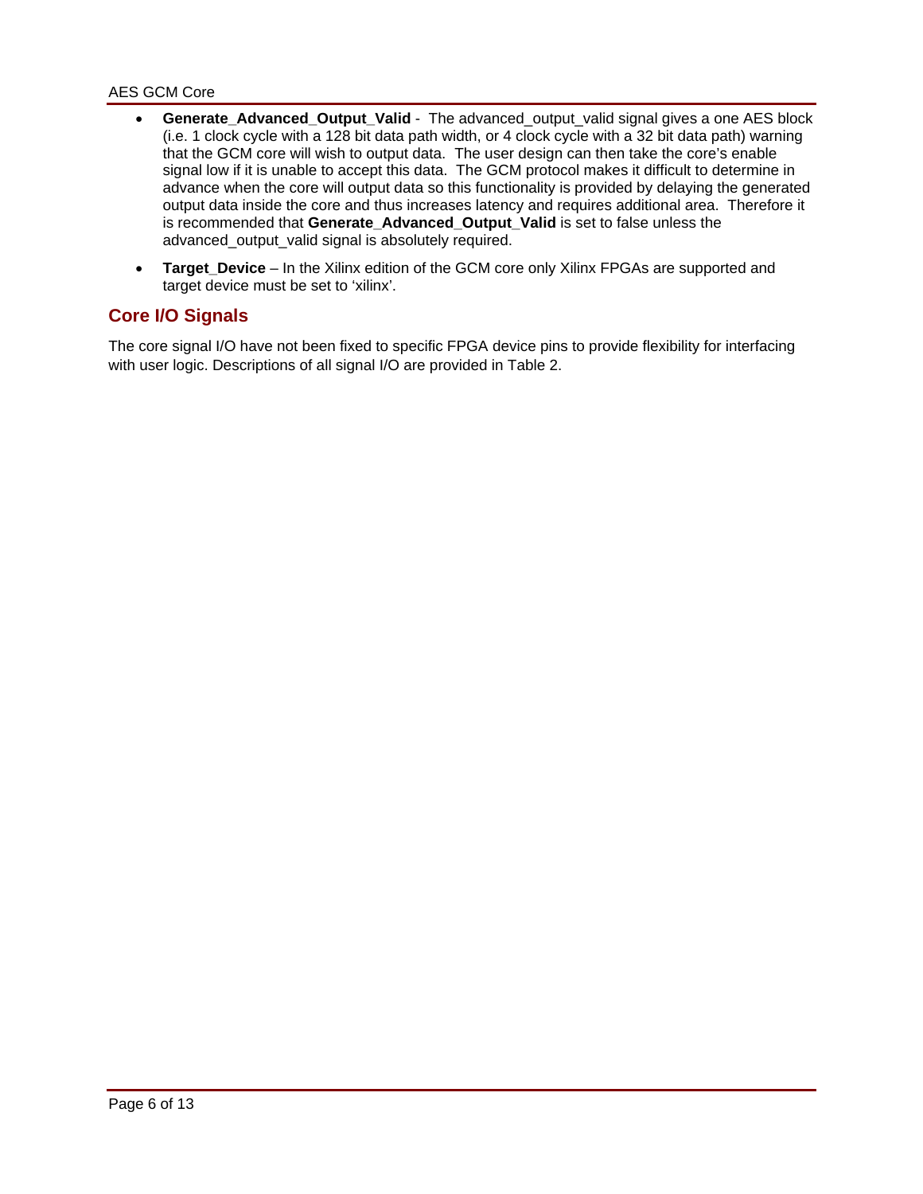- **Generate_Advanced_Output_Valid** - The advanced_output_valid signal gives a one AES block (i.e. 1 clock cycle with a 128 bit data path width, or 4 clock cycle with a 32 bit data path) warning that the GCM core will wish to output data. The user design can then take the core's enable signal low if it is unable to accept this data. The GCM protocol makes it difficult to determine in advance when the core will output data so this functionality is provided by delaying the generated output data inside the core and thus increases latency and requires additional area. Therefore it is recommended that **Generate_Advanced_Output_Valid** is set to false unless the advanced_output_valid signal is absolutely required.
- **Target_Device** – In the Xilinx edition of the GCM core only Xilinx FPGAs are supported and target device must be set to 'xilinx'.

## Core I/O Signals

The core signal I/O have not been fixed to specific FPGA device pins to provide flexibility for interfacing with user logic. Descriptions of all signal I/O are provided in Table 2.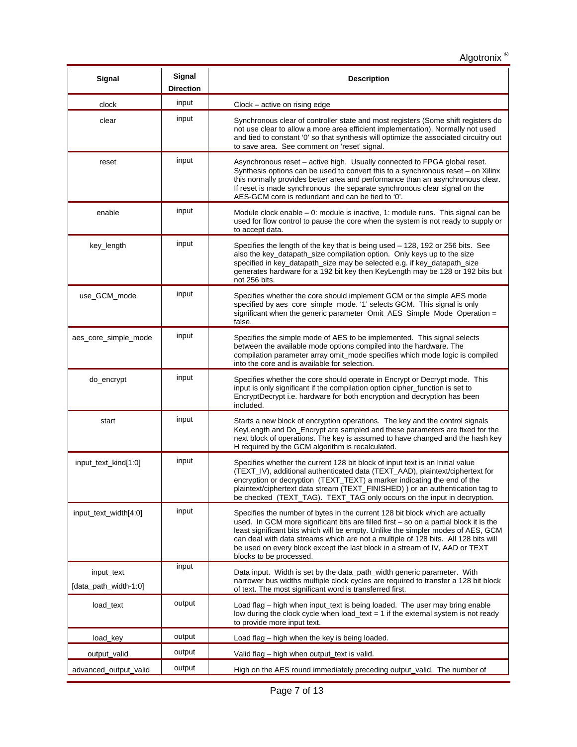| Signal | Signal Direction | Description |
|---|---|---|
| clock | input | Clock – active on rising edge |
| clear | input | Synchronous clear of controller state and most registers (Some shift registers do not use clear to allow a more area efficient implementation). Normally not used and tied to constant '0' so that synthesis will optimize the associated circuitry out to save area. See comment on 'reset' signal. |
| reset | input | Asynchronous reset – active high. Usually connected to FPGA global reset. Synthesis options can be used to convert this to a synchronous reset – on Xilinx this normally provides better area and performance than an asynchronous clear. If reset is made synchronous the separate synchronous clear signal on the AES-GCM core is redundant and can be tied to '0'. |
| enable | input | Module clock enable – 0: module is inactive, 1: module runs. This signal can be used for flow control to pause the core when the system is not ready to supply or to accept data. |
| key_length | input | Specifies the length of the key that is being used – 128, 192 or 256 bits. See also the key_datapath_size compilation option. Only keys up to the size specified in key_datapath_size may be selected e.g. if key_datapath_size generates hardware for a 192 bit key then KeyLength may be 128 or 192 bits but not 256 bits. |
| use_GCM_mode | input | Specifies whether the core should implement GCM or the simple AES mode specified by aes_core_simple_mode. '1' selects GCM. This signal is only significant when the generic parameter Omit_AES_Simple_Mode_Operation = false. |
| aes_core_simple_mode | input | Specifies the simple mode of AES to be implemented. This signal selects between the available mode options compiled into the hardware. The compilation parameter array omit_mode specifies which mode logic is compiled into the core and is available for selection. |
| do_encrypt | input | Specifies whether the core should operate in Encrypt or Decrypt mode. This input is only significant if the compilation option cipher_function is set to EncryptDecrypt i.e. hardware for both encryption and decryption has been included. |
| start | input | Starts a new block of encryption operations. The key and the control signals KeyLength and Do_Encrypt are sampled and these parameters are fixed for the next block of operations. The key is assumed to have changed and the hash key H required by the GCM algorithm is recalculated. |
| input_text_kind[1:0] | input | Specifies whether the current 128 bit block of input text is an Initial value (TEXT_IV), additional authenticated data (TEXT_AAD), plaintext/ciphertext for encryption or decryption (TEXT_TEXT) a marker indicating the end of the plaintext/ciphertext data stream (TEXT_FINISHED) ) or an authentication tag to be checked (TEXT_TAG). TEXT_TAG only occurs on the input in decryption. |
| input_text_width[4:0] | input | Specifies the number of bytes in the current 128 bit block which are actually used. In GCM more significant bits are filled first – so on a partial block it is the least significant bits which will be empty. Unlike the simpler modes of AES, GCM can deal with data streams which are not a multiple of 128 bits. All 128 bits will be used on every block except the last block in a stream of IV, AAD or TEXT blocks to be processed. |
| input_text [data_path_width-1:0] | input | Data input. Width is set by the data_path_width generic parameter. With narrower bus widths multiple clock cycles are required to transfer a 128 bit block of text. The most significant word is transferred first. |
| load_text | output | Load flag – high when input_text is being loaded. The user may bring enable low during the clock cycle when load_text = 1 if the external system is not ready to provide more input text. |
| load_key | output | Load flag – high when the key is being loaded. |
| output_valid | output | Valid flag – high when output_text is valid. |
| advanced_output_valid | output | High on the AES round immediately preceding output_valid. The number of |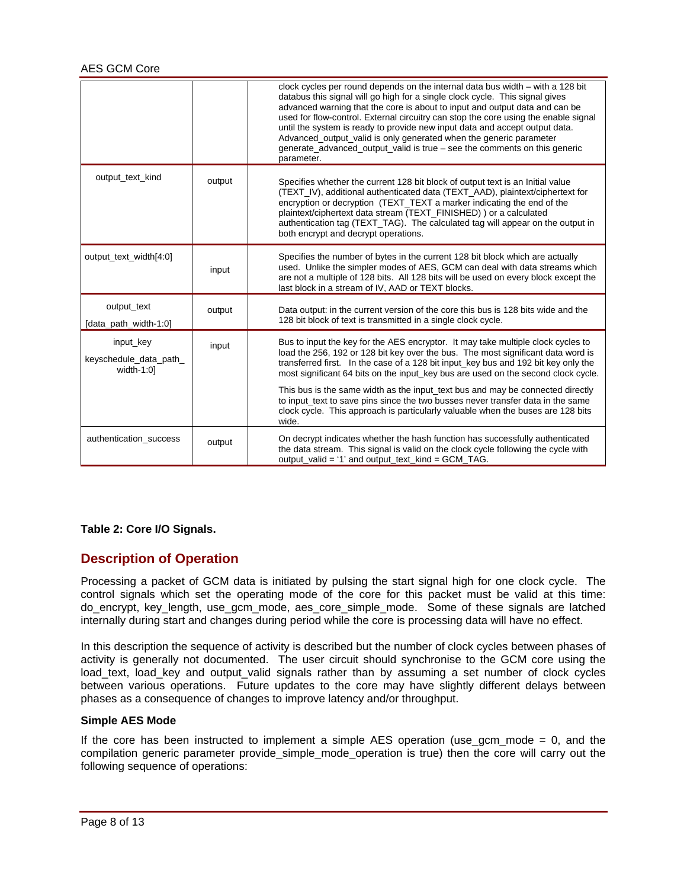| | | |
|---|---|---|
| | | clock cycles per round depends on the internal data bus width – with a 128 bit databus this signal will go high for a single clock cycle. This signal gives advanced warning that the core is about to input and output data and can be used for flow-control. External circuitry can stop the core using the enable signal until the system is ready to provide new input data and accept output data. Advanced_output_valid is only generated when the generic parameter generate_advanced_output_valid is true – see the comments on this generic parameter. |
| output_text_kind | output | Specifies whether the current 128 bit block of output text is an Initial value (TEXT_IV), additional authenticated data (TEXT_AAD), plaintext/ciphertext for encryption or decryption (TEXT_TEXT a marker indicating the end of the plaintext/ciphertext data stream (TEXT_FINISHED) ) or a calculated authentication tag (TEXT_TAG). The calculated tag will appear on the output in both encrypt and decrypt operations. |
| output_text_width[4:0] | input | Specifies the number of bytes in the current 128 bit block which are actually used. Unlike the simpler modes of AES, GCM can deal with data streams which are not a multiple of 128 bits. All 128 bits will be used on every block except the last block in a stream of IV, AAD or TEXT blocks. |
| output_text [data_path_width-1:0] | output | Data output: in the current version of the core this bus is 128 bits wide and the 128 bit block of text is transmitted in a single clock cycle. |
| input_key keyschedule_data_path_ width-1:0] | input | Bus to input the key for the AES encryptor. It may take multiple clock cycles to load the 256, 192 or 128 bit key over the bus. The most significant data word is transferred first. In the case of a 128 bit input_key bus and 192 bit key only the most significant 64 bits on the input_key bus are used on the second clock cycle.<br><br>This bus is the same width as the input_text bus and may be connected directly to input_text to save pins since the two busses never transfer data in the same clock cycle. This approach is particularly valuable when the buses are 128 bits wide. |
| authentication_success | output | On decrypt indicates whether the hash function has successfully authenticated the data stream. This signal is valid on the clock cycle following the cycle with output_valid = '1' and output_text_kind = GCM_TAG. |

**Table 2: Core I/O Signals.**

## Description of Operation

Processing a packet of GCM data is initiated by pulsing the start signal high for one clock cycle. The control signals which set the operating mode of the core for this packet must be valid at this time: do_encrypt, key_length, use_gcm_mode, aes_core_simple_mode. Some of these signals are latched internally during start and changes during period while the core is processing data will have no effect.

In this description the sequence of activity is described but the number of clock cycles between phases of activity is generally not documented. The user circuit should synchronise to the GCM core using the load_text, load_key and output_valid signals rather than by assuming a set number of clock cycles between various operations. Future updates to the core may have slightly different delays between phases as a consequence of changes to improve latency and/or throughput.

### Simple AES Mode

If the core has been instructed to implement a simple AES operation (use_gcm_mode = 0, and the compilation generic parameter provide_simple_mode_operation is true) then the core will carry out the following sequence of operations: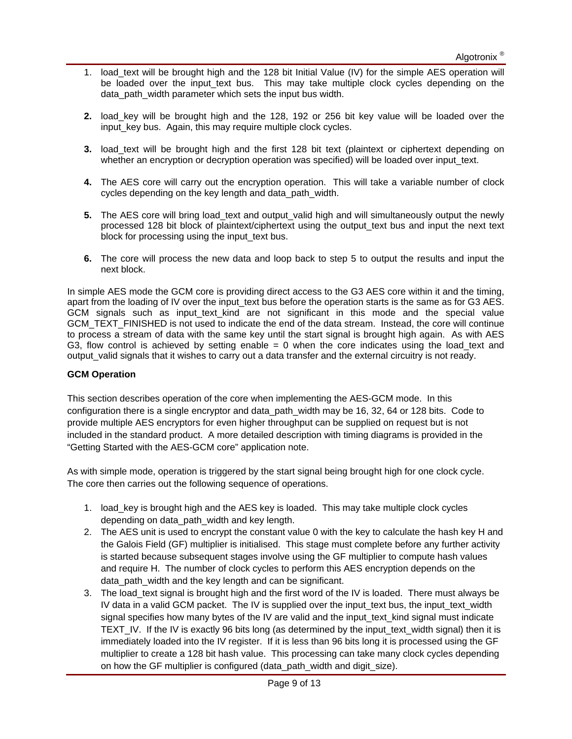1. load_text will be brought high and the 128 bit Initial Value (IV) for the simple AES operation will be loaded over the input_text bus. This may take multiple clock cycles depending on the data_path_width parameter which sets the input bus width.

2. load_key will be brought high and the 128, 192 or 256 bit key value will be loaded over the input_key bus. Again, this may require multiple clock cycles.

3. load_text will be brought high and the first 128 bit text (plaintext or ciphertext depending on whether an encryption or decryption operation was specified) will be loaded over input_text.

4. The AES core will carry out the encryption operation. This will take a variable number of clock cycles depending on the key length and data_path_width.

5. The AES core will bring load_text and output_valid high and will simultaneously output the newly processed 128 bit block of plaintext/ciphertext using the output_text bus and input the next text block for processing using the input_text bus.

6. The core will process the new data and loop back to step 5 to output the results and input the next block.

In simple AES mode the GCM core is providing direct access to the G3 AES core within it and the timing, apart from the loading of IV over the input_text bus before the operation starts is the same as for G3 AES. GCM signals such as input_text_kind are not significant in this mode and the special value GCM_TEXT_FINISHED is not used to indicate the end of the data stream. Instead, the core will continue to process a stream of data with the same key until the start signal is brought high again. As with AES G3, flow control is achieved by setting enable = 0 when the core indicates using the load_text and output_valid signals that it wishes to carry out a data transfer and the external circuitry is not ready.

**GCM Operation**

This section describes operation of the core when implementing the AES-GCM mode. In this configuration there is a single encryptor and data_path_width may be 16, 32, 64 or 128 bits. Code to provide multiple AES encryptors for even higher throughput can be supplied on request but is not included in the standard product. A more detailed description with timing diagrams is provided in the "Getting Started with the AES-GCM core" application note.

As with simple mode, operation is triggered by the start signal being brought high for one clock cycle. The core then carries out the following sequence of operations.

1. load_key is brought high and the AES key is loaded. This may take multiple clock cycles depending on data_path_width and key length.
2. The AES unit is used to encrypt the constant value 0 with the key to calculate the hash key H and the Galois Field (GF) multiplier is initialised. This stage must complete before any further activity is started because subsequent stages involve using the GF multiplier to compute hash values and require H. The number of clock cycles to perform this AES encryption depends on the data_path_width and the key length and can be significant.
3. The load_text signal is brought high and the first word of the IV is loaded. There must always be IV data in a valid GCM packet. The IV is supplied over the input_text bus, the input_text_width signal specifies how many bytes of the IV are valid and the input_text_kind signal must indicate TEXT_IV. If the IV is exactly 96 bits long (as determined by the input_text_width signal) then it is immediately loaded into the IV register. If it is less than 96 bits long it is processed using the GF multiplier to create a 128 bit hash value. This processing can take many clock cycles depending on how the GF multiplier is configured (data_path_width and digit_size).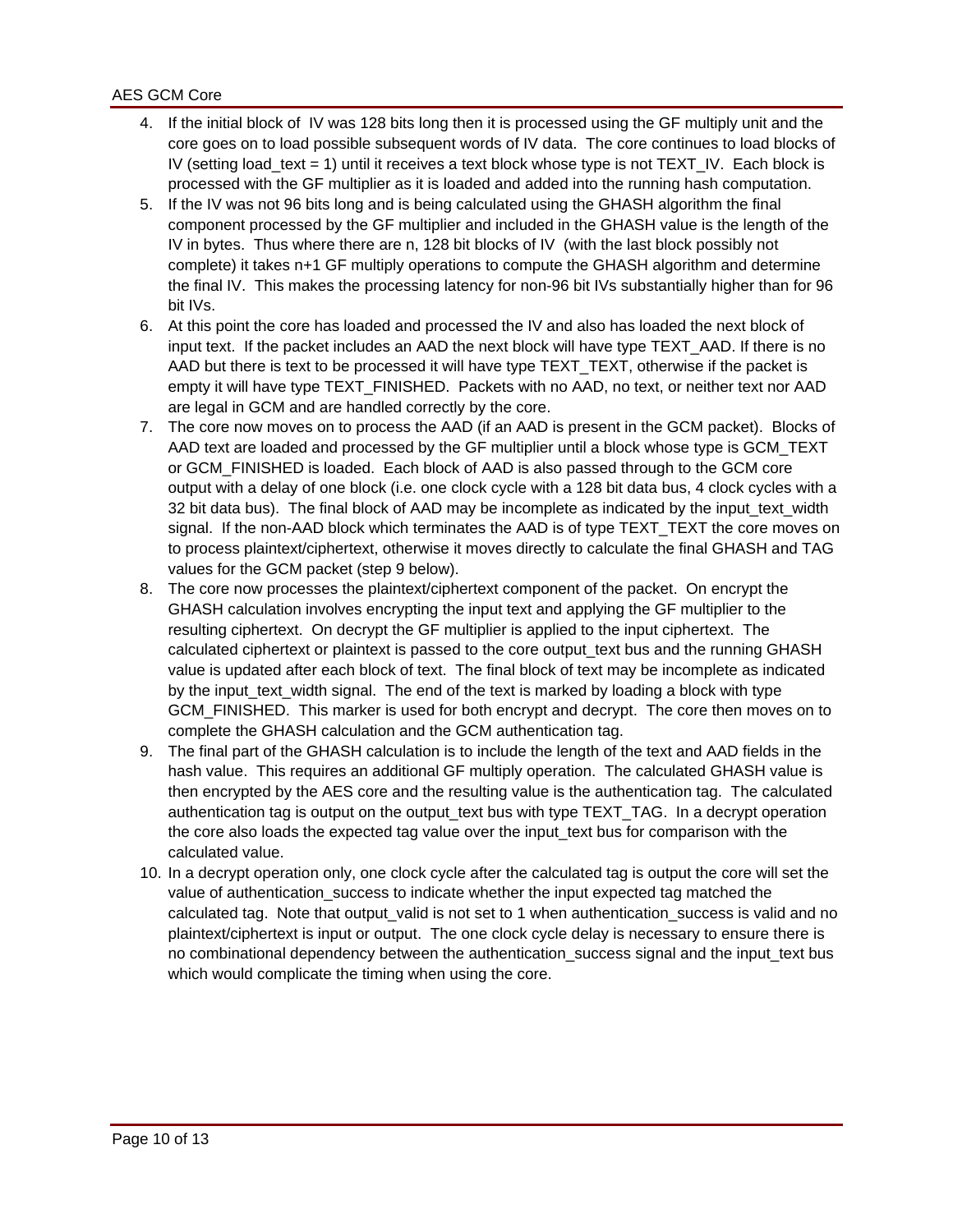4. If the initial block of IV was 128 bits long then it is processed using the GF multiply unit and the core goes on to load possible subsequent words of IV data. The core continues to load blocks of IV (setting load_text = 1) until it receives a text block whose type is not TEXT_IV. Each block is processed with the GF multiplier as it is loaded and added into the running hash computation.
5. If the IV was not 96 bits long and is being calculated using the GHASH algorithm the final component processed by the GF multiplier and included in the GHASH value is the length of the IV in bytes. Thus where there are n, 128 bit blocks of IV (with the last block possibly not complete) it takes n+1 GF multiply operations to compute the GHASH algorithm and determine the final IV. This makes the processing latency for non-96 bit IVs substantially higher than for 96 bit IVs.
6. At this point the core has loaded and processed the IV and also has loaded the next block of input text. If the packet includes an AAD the next block will have type TEXT_AAD. If there is no AAD but there is text to be processed it will have type TEXT_TEXT, otherwise if the packet is empty it will have type TEXT_FINISHED. Packets with no AAD, no text, or neither text nor AAD are legal in GCM and are handled correctly by the core.
7. The core now moves on to process the AAD (if an AAD is present in the GCM packet). Blocks of AAD text are loaded and processed by the GF multiplier until a block whose type is GCM_TEXT or GCM_FINISHED is loaded. Each block of AAD is also passed through to the GCM core output with a delay of one block (i.e. one clock cycle with a 128 bit data bus, 4 clock cycles with a 32 bit data bus). The final block of AAD may be incomplete as indicated by the input_text_width signal. If the non-AAD block which terminates the AAD is of type TEXT_TEXT the core moves on to process plaintext/ciphertext, otherwise it moves directly to calculate the final GHASH and TAG values for the GCM packet (step 9 below).
8. The core now processes the plaintext/ciphertext component of the packet. On encrypt the GHASH calculation involves encrypting the input text and applying the GF multiplier to the resulting ciphertext. On decrypt the GF multiplier is applied to the input ciphertext. The calculated ciphertext or plaintext is passed to the core output_text bus and the running GHASH value is updated after each block of text. The final block of text may be incomplete as indicated by the input_text_width signal. The end of the text is marked by loading a block with type GCM_FINISHED. This marker is used for both encrypt and decrypt. The core then moves on to complete the GHASH calculation and the GCM authentication tag.
9. The final part of the GHASH calculation is to include the length of the text and AAD fields in the hash value. This requires an additional GF multiply operation. The calculated GHASH value is then encrypted by the AES core and the resulting value is the authentication tag. The calculated authentication tag is output on the output_text bus with type TEXT_TAG. In a decrypt operation the core also loads the expected tag value over the input_text bus for comparison with the calculated value.
10. In a decrypt operation only, one clock cycle after the calculated tag is output the core will set the value of authentication_success to indicate whether the input expected tag matched the calculated tag. Note that output_valid is not set to 1 when authentication_success is valid and no plaintext/ciphertext is input or output. The one clock cycle delay is necessary to ensure there is no combinational dependency between the authentication_success signal and the input_text bus which would complicate the timing when using the core.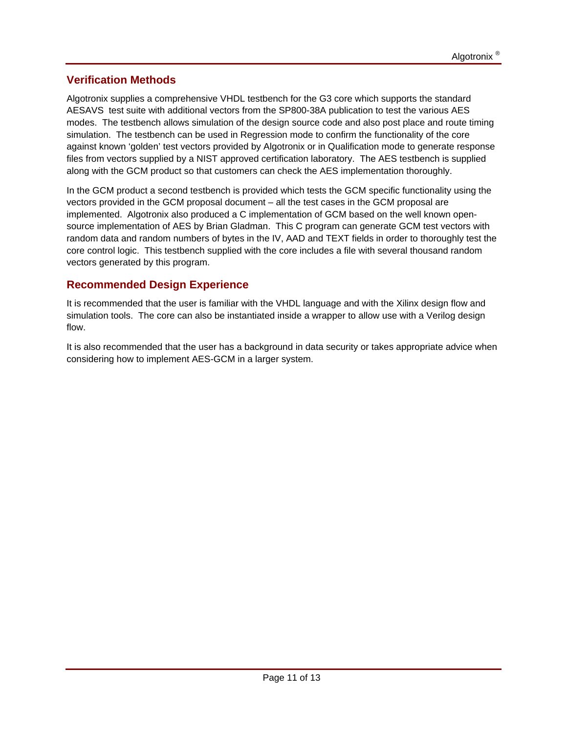## Verification Methods

Algotronix supplies a comprehensive VHDL testbench for the G3 core which supports the standard AESAVS test suite with additional vectors from the SP800-38A publication to test the various AES modes. The testbench allows simulation of the design source code and also post place and route timing simulation. The testbench can be used in Regression mode to confirm the functionality of the core against known 'golden' test vectors provided by Algotronix or in Qualification mode to generate response files from vectors supplied by a NIST approved certification laboratory. The AES testbench is supplied along with the GCM product so that customers can check the AES implementation thoroughly.

In the GCM product a second testbench is provided which tests the GCM specific functionality using the vectors provided in the GCM proposal document – all the test cases in the GCM proposal are implemented. Algotronix also produced a C implementation of GCM based on the well known open-source implementation of AES by Brian Gladman. This C program can generate GCM test vectors with random data and random numbers of bytes in the IV, AAD and TEXT fields in order to thoroughly test the core control logic. This testbench supplied with the core includes a file with several thousand random vectors generated by this program.

## Recommended Design Experience

It is recommended that the user is familiar with the VHDL language and with the Xilinx design flow and simulation tools. The core can also be instantiated inside a wrapper to allow use with a Verilog design flow.

It is also recommended that the user has a background in data security or takes appropriate advice when considering how to implement AES-GCM in a larger system.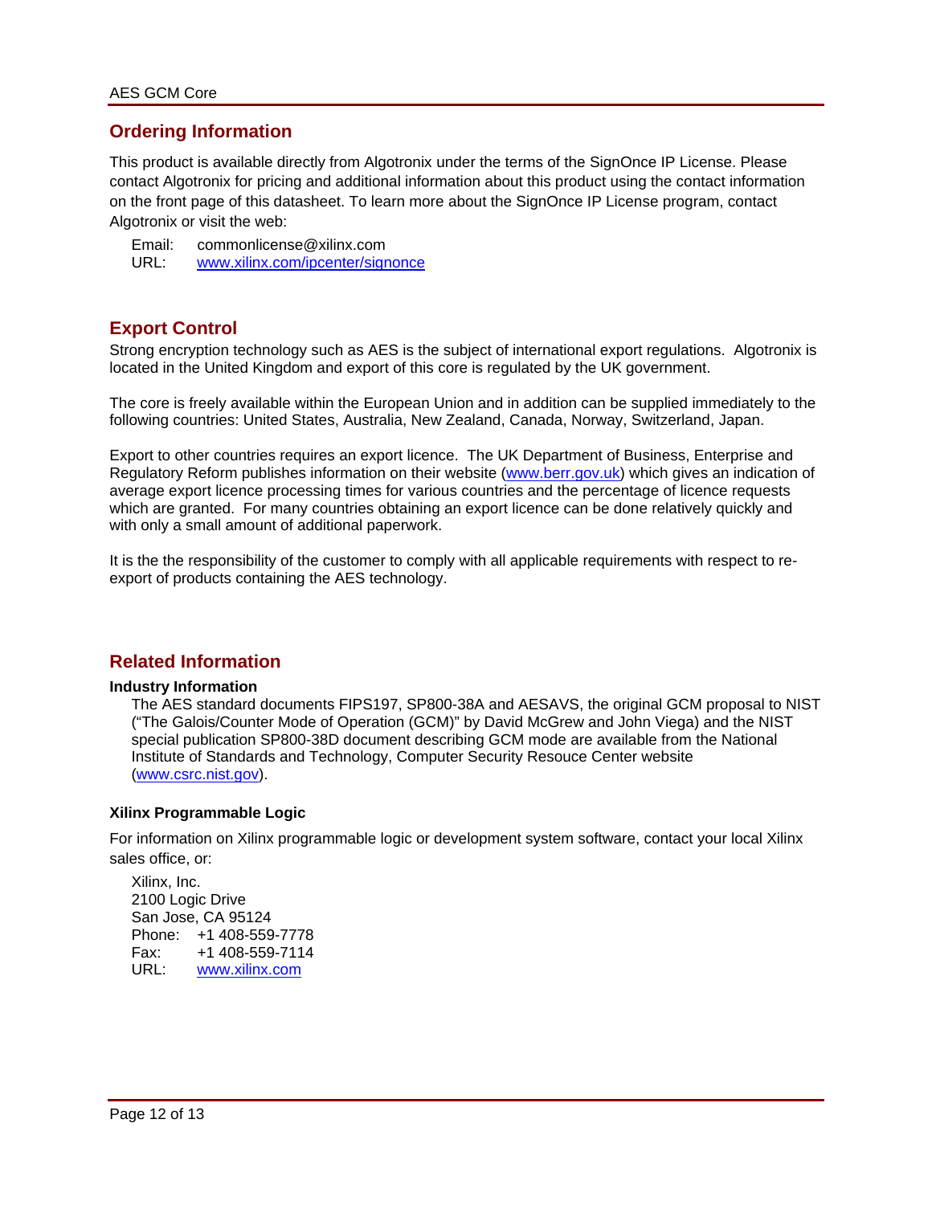## Ordering Information

This product is available directly from Algotronix under the terms of the SignOnce IP License. Please contact Algotronix for pricing and additional information about this product using the contact information on the front page of this datasheet. To learn more about the SignOnce IP License program, contact Algotronix or visit the web:

Email: commonlicense@xilinx.com
URL: www.xilinx.com/ipcenter/signonce

## Export Control

Strong encryption technology such as AES is the subject of international export regulations. Algotronix is located in the United Kingdom and export of this core is regulated by the UK government.

The core is freely available within the European Union and in addition can be supplied immediately to the following countries: United States, Australia, New Zealand, Canada, Norway, Switzerland, Japan.

Export to other countries requires an export licence. The UK Department of Business, Enterprise and Regulatory Reform publishes information on their website (www.berr.gov.uk) which gives an indication of average export licence processing times for various countries and the percentage of licence requests which are granted. For many countries obtaining an export licence can be done relatively quickly and with only a small amount of additional paperwork.

It is the the responsibility of the customer to comply with all applicable requirements with respect to re-export of products containing the AES technology.

## Related Information

### Industry Information

The AES standard documents FIPS197, SP800-38A and AESAVS, the original GCM proposal to NIST ("The Galois/Counter Mode of Operation (GCM)" by David McGrew and John Viega) and the NIST special publication SP800-38D document describing GCM mode are available from the National Institute of Standards and Technology, Computer Security Resouce Center website (www.csrc.nist.gov).

### Xilinx Programmable Logic

For information on Xilinx programmable logic or development system software, contact your local Xilinx sales office, or:

Xilinx, Inc.
2100 Logic Drive
San Jose, CA 95124
Phone: +1 408-559-7778
Fax: +1 408-559-7114
URL: www.xilinx.com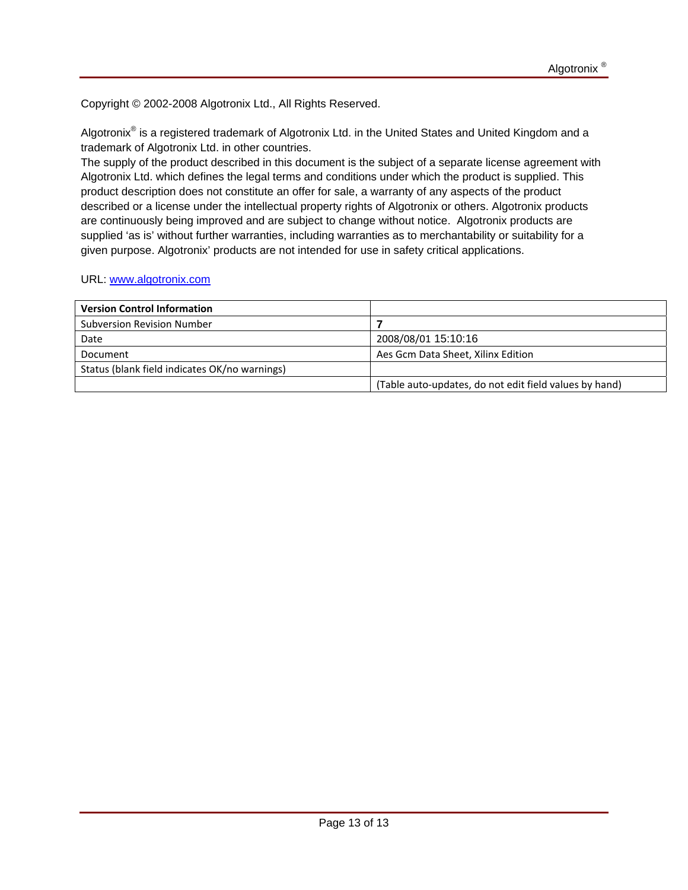Copyright © 2002-2008 Algotronix Ltd., All Rights Reserved.

Algotronix® is a registered trademark of Algotronix Ltd. in the United States and United Kingdom and a trademark of Algotronix Ltd. in other countries.
The supply of the product described in this document is the subject of a separate license agreement with Algotronix Ltd. which defines the legal terms and conditions under which the product is supplied. This product description does not constitute an offer for sale, a warranty of any aspects of the product described or a license under the intellectual property rights of Algotronix or others. Algotronix products are continuously being improved and are subject to change without notice. Algotronix products are supplied 'as is' without further warranties, including warranties as to merchantability or suitability for a given purpose. Algotronix' products are not intended for use in safety critical applications.

URL: [www.algotronix.com](http://www.algotronix.com)

| **Version Control Information** | |
|---|---|
| Subversion Revision Number | **7** |
| Date | 2008/08/01 15:10:16 |
| Document | Aes Gcm Data Sheet, Xilinx Edition |
| Status (blank field indicates OK/no warnings) | |
| | (Table auto-updates, do not edit field values by hand) |